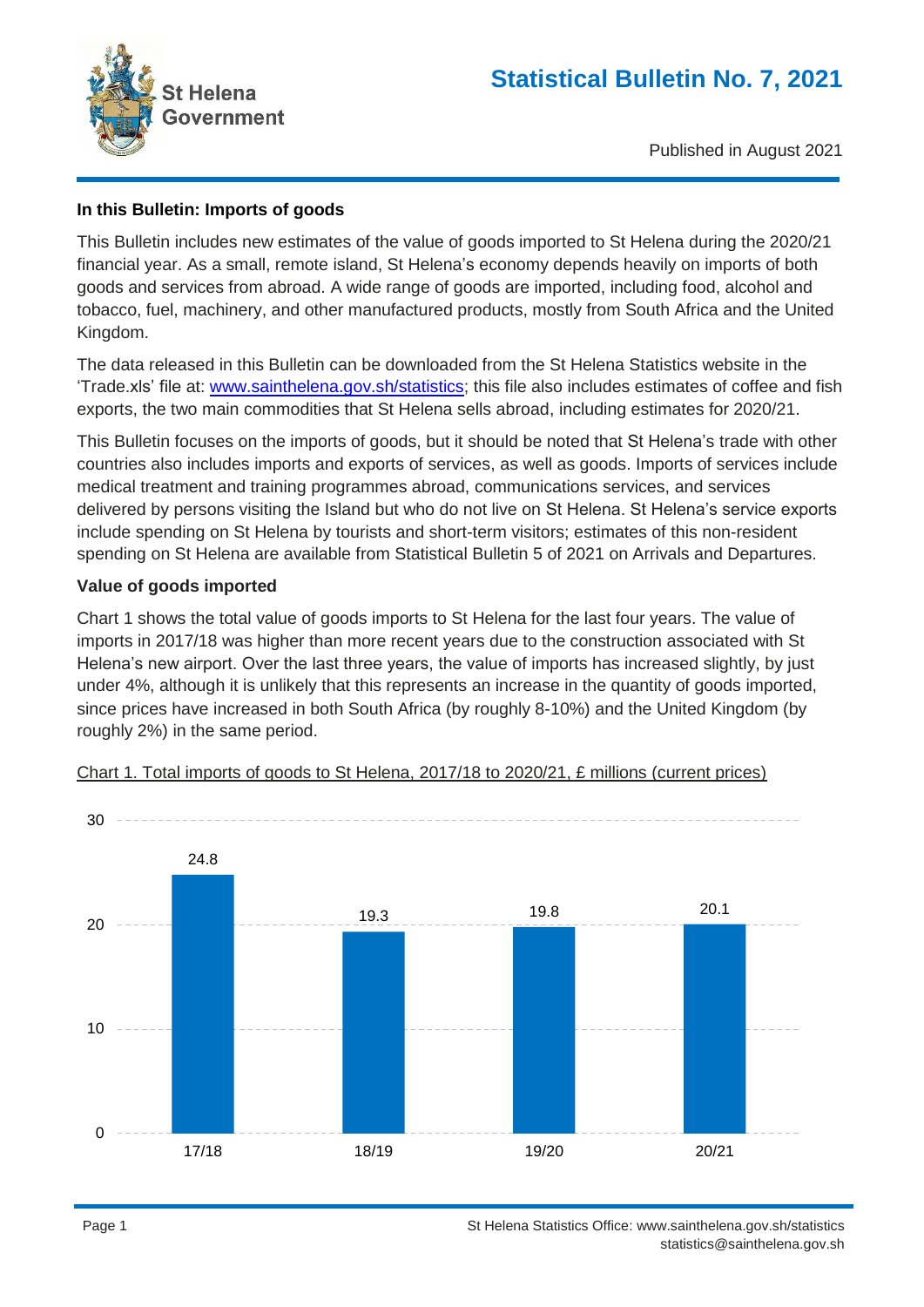# Statistical Bulletin No. 7, 2021

St Helena Government

Published in August 2021

**In this Bulletin: Imports of goods**

This Bulletin includes new estimates of the value of goods imported to St Helena during the 2020/21 financial year. As a small, remote island, St Helena's economy depends heavily on imports of both goods and services from abroad. A wide range of goods are imported, including food, alcohol and tobacco, fuel, machinery, and other manufactured products, mostly from South Africa and the United Kingdom.

The data released in this Bulletin can be downloaded from the St Helena Statistics website in the 'Trade.xls' file at: [www.sainthelena.gov.sh/statistics](www.sainthelena.gov.sh/statistics); this file also includes estimates of coffee and fish exports, the two main commodities that St Helena sells abroad, including estimates for 2020/21.

This Bulletin focuses on the imports of goods, but it should be noted that St Helena's trade with other countries also includes imports and exports of services, as well as goods. Imports of services include medical treatment and training programmes abroad, communications services, and services delivered by persons visiting the Island but who do not live on St Helena. St Helena's service exports include spending on St Helena by tourists and short-term visitors; estimates of this non-resident spending on St Helena are available from Statistical Bulletin 5 of 2021 on Arrivals and Departures.

**Value of goods imported**

Chart 1 shows the total value of goods imports to St Helena for the last four years. The value of imports in 2017/18 was higher than more recent years due to the construction associated with St Helena's new airport. Over the last three years, the value of imports has increased slightly, by just under 4%, although it is unlikely that this represents an increase in the quantity of goods imported, since prices have increased in both South Africa (by roughly 8-10%) and the United Kingdom (by roughly 2%) in the same period.

Chart 1. Total imports of goods to St Helena, 2017/18 to 2020/21, £ millions (current prices)

| Year | £ millions |
|---|---|
| 17/18 | 24.8 |
| 18/19 | 19.3 |
| 19/20 | 19.8 |
| 20/21 | 20.1 |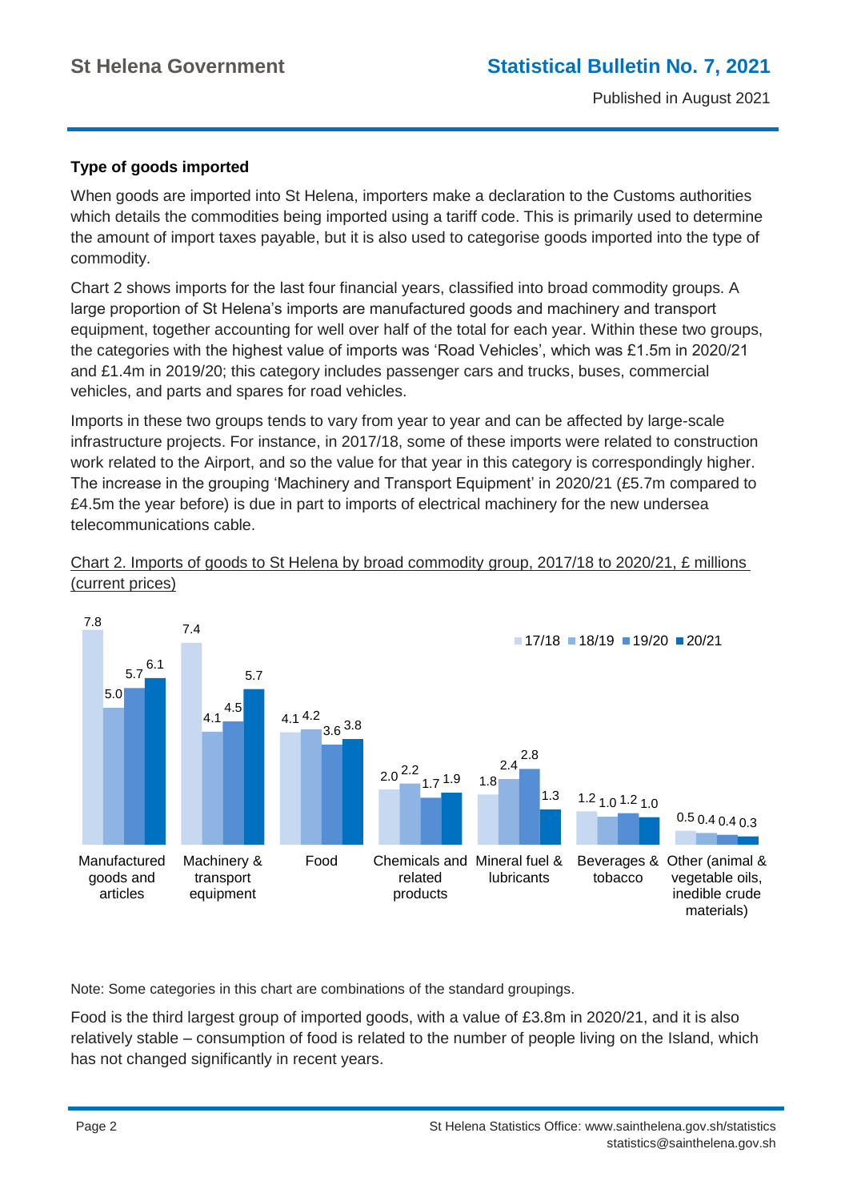### Type of goods imported

When goods are imported into St Helena, importers make a declaration to the Customs authorities which details the commodities being imported using a tariff code. This is primarily used to determine the amount of import taxes payable, but it is also used to categorise goods imported into the type of commodity.

Chart 2 shows imports for the last four financial years, classified into broad commodity groups. A large proportion of St Helena's imports are manufactured goods and machinery and transport equipment, together accounting for well over half of the total for each year. Within these two groups, the categories with the highest value of imports was 'Road Vehicles', which was £1.5m in 2020/21 and £1.4m in 2019/20; this category includes passenger cars and trucks, buses, commercial vehicles, and parts and spares for road vehicles.

Imports in these two groups tends to vary from year to year and can be affected by large-scale infrastructure projects. For instance, in 2017/18, some of these imports were related to construction work related to the Airport, and so the value for that year in this category is correspondingly higher. The increase in the grouping 'Machinery and Transport Equipment' in 2020/21 (£5.7m compared to £4.5m the year before) is due in part to imports of electrical machinery for the new undersea telecommunications cable.

Chart 2. Imports of goods to St Helena by broad commodity group, 2017/18 to 2020/21, £ millions (current prices)

| Commodity group | 17/18 | 18/19 | 19/20 | 20/21 |
|---|---|---|---|---|
| Manufactured goods and articles | 7.8 | 5.0 | 5.7 | 6.1 |
| Machinery & transport equipment | 7.4 | 4.1 | 4.5 | 5.7 |
| Food | 4.1 | 4.2 | 3.6 | 3.8 |
| Chemicals and related products | 2.0 | 2.2 | 1.7 | 1.9 |
| Mineral fuel & lubricants | 1.8 | 2.4 | 2.8 | 1.3 |
| Beverages & tobacco | 1.2 | 1.0 | 1.2 | 1.0 |
| Other (animal & vegetable oils, inedible crude materials) | 0.5 | 0.4 | 0.4 | 0.3 |

Note: Some categories in this chart are combinations of the standard groupings.

Food is the third largest group of imported goods, with a value of £3.8m in 2020/21, and it is also relatively stable – consumption of food is related to the number of people living on the Island, which has not changed significantly in recent years.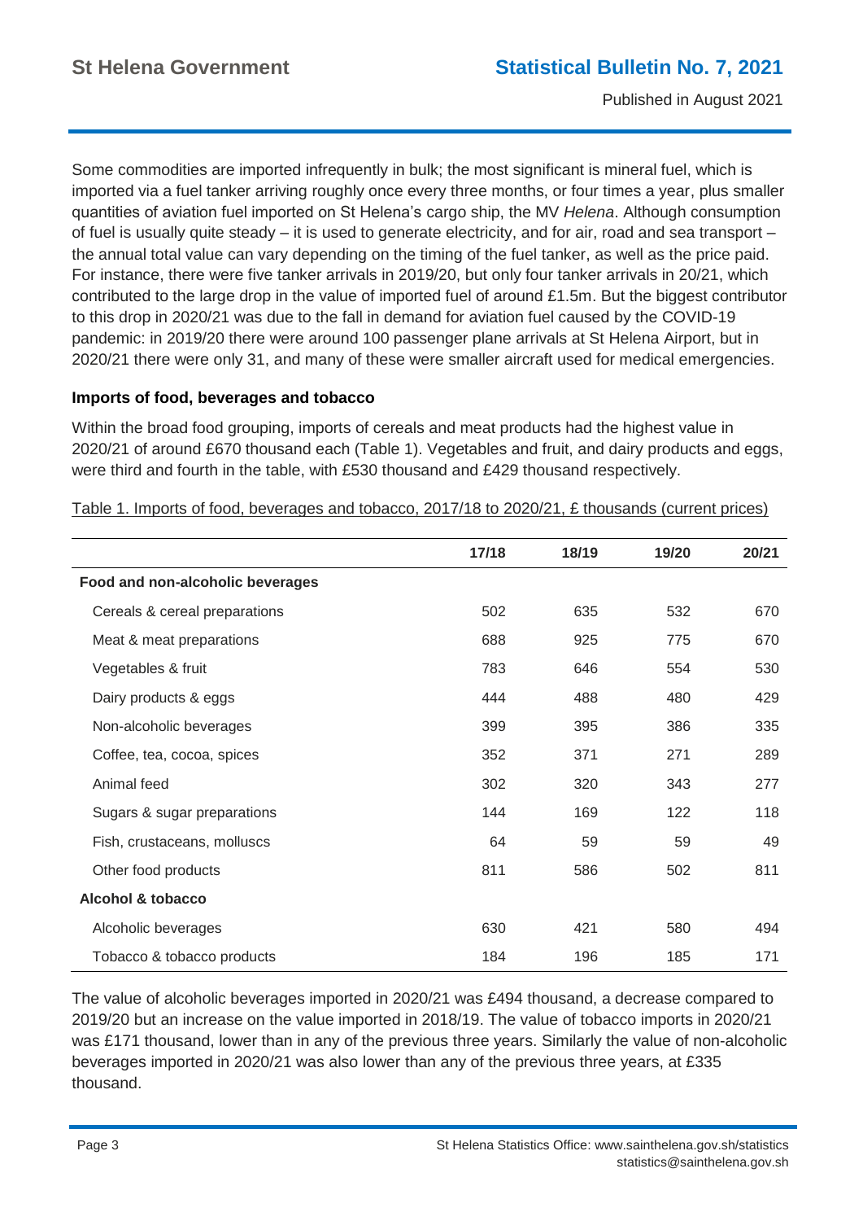Some commodities are imported infrequently in bulk; the most significant is mineral fuel, which is imported via a fuel tanker arriving roughly once every three months, or four times a year, plus smaller quantities of aviation fuel imported on St Helena's cargo ship, the MV *Helena*. Although consumption of fuel is usually quite steady – it is used to generate electricity, and for air, road and sea transport – the annual total value can vary depending on the timing of the fuel tanker, as well as the price paid. For instance, there were five tanker arrivals in 2019/20, but only four tanker arrivals in 20/21, which contributed to the large drop in the value of imported fuel of around £1.5m. But the biggest contributor to this drop in 2020/21 was due to the fall in demand for aviation fuel caused by the COVID-19 pandemic: in 2019/20 there were around 100 passenger plane arrivals at St Helena Airport, but in 2020/21 there were only 31, and many of these were smaller aircraft used for medical emergencies.

### Imports of food, beverages and tobacco

Within the broad food grouping, imports of cereals and meat products had the highest value in 2020/21 of around £670 thousand each (Table 1). Vegetables and fruit, and dairy products and eggs, were third and fourth in the table, with £530 thousand and £429 thousand respectively.

Table 1. Imports of food, beverages and tobacco, 2017/18 to 2020/21, £ thousands (current prices)

| | 17/18 | 18/19 | 19/20 | 20/21 |
|---|---|---|---|---|
| **Food and non-alcoholic beverages** | | | | |
| Cereals & cereal preparations | 502 | 635 | 532 | 670 |
| Meat & meat preparations | 688 | 925 | 775 | 670 |
| Vegetables & fruit | 783 | 646 | 554 | 530 |
| Dairy products & eggs | 444 | 488 | 480 | 429 |
| Non-alcoholic beverages | 399 | 395 | 386 | 335 |
| Coffee, tea, cocoa, spices | 352 | 371 | 271 | 289 |
| Animal feed | 302 | 320 | 343 | 277 |
| Sugars & sugar preparations | 144 | 169 | 122 | 118 |
| Fish, crustaceans, molluscs | 64 | 59 | 59 | 49 |
| Other food products | 811 | 586 | 502 | 811 |
| **Alcohol & tobacco** | | | | |
| Alcoholic beverages | 630 | 421 | 580 | 494 |
| Tobacco & tobacco products | 184 | 196 | 185 | 171 |

The value of alcoholic beverages imported in 2020/21 was £494 thousand, a decrease compared to 2019/20 but an increase on the value imported in 2018/19. The value of tobacco imports in 2020/21 was £171 thousand, lower than in any of the previous three years. Similarly the value of non-alcoholic beverages imported in 2020/21 was also lower than any of the previous three years, at £335 thousand.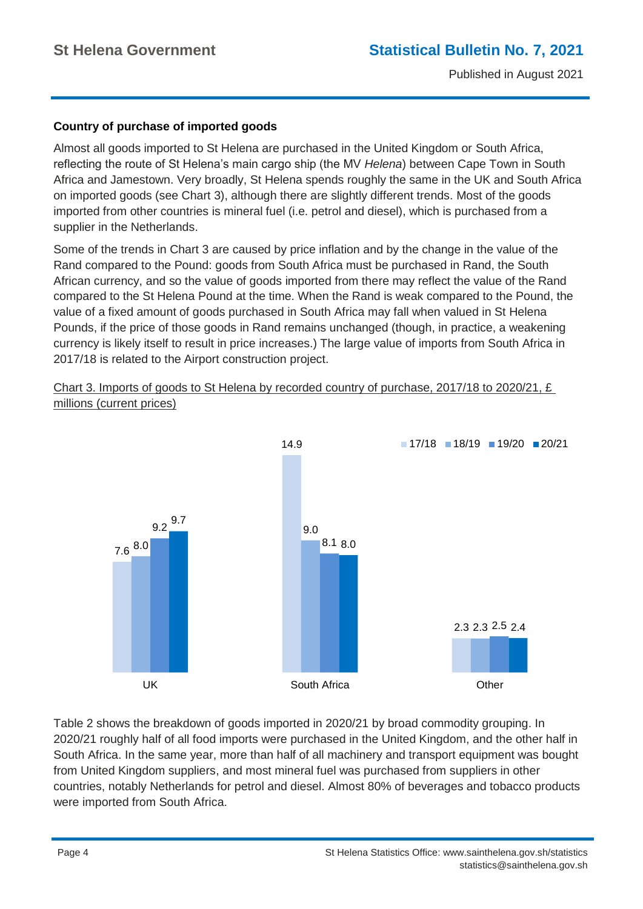### Country of purchase of imported goods

Almost all goods imported to St Helena are purchased in the United Kingdom or South Africa, reflecting the route of St Helena's main cargo ship (the MV *Helena*) between Cape Town in South Africa and Jamestown. Very broadly, St Helena spends roughly the same in the UK and South Africa on imported goods (see Chart 3), although there are slightly different trends. Most of the goods imported from other countries is mineral fuel (i.e. petrol and diesel), which is purchased from a supplier in the Netherlands.

Some of the trends in Chart 3 are caused by price inflation and by the change in the value of the Rand compared to the Pound: goods from South Africa must be purchased in Rand, the South African currency, and so the value of goods imported from there may reflect the value of the Rand compared to the St Helena Pound at the time. When the Rand is weak compared to the Pound, the value of a fixed amount of goods purchased in South Africa may fall when valued in St Helena Pounds, if the price of those goods in Rand remains unchanged (though, in practice, a weakening currency is likely itself to result in price increases.) The large value of imports from South Africa in 2017/18 is related to the Airport construction project.

Chart 3. Imports of goods to St Helena by recorded country of purchase, 2017/18 to 2020/21, £ millions (current prices)

| | 17/18 | 18/19 | 19/20 | 20/21 |
|---|---|---|---|---|
| UK | 7.6 | 8.0 | 9.2 | 9.7 |
| South Africa | 14.9 | 9.0 | 8.1 | 8.0 |
| Other | 2.3 | 2.3 | 2.5 | 2.4 |

Table 2 shows the breakdown of goods imported in 2020/21 by broad commodity grouping. In 2020/21 roughly half of all food imports were purchased in the United Kingdom, and the other half in South Africa. In the same year, more than half of all machinery and transport equipment was bought from United Kingdom suppliers, and most mineral fuel was purchased from suppliers in other countries, notably Netherlands for petrol and diesel. Almost 80% of beverages and tobacco products were imported from South Africa.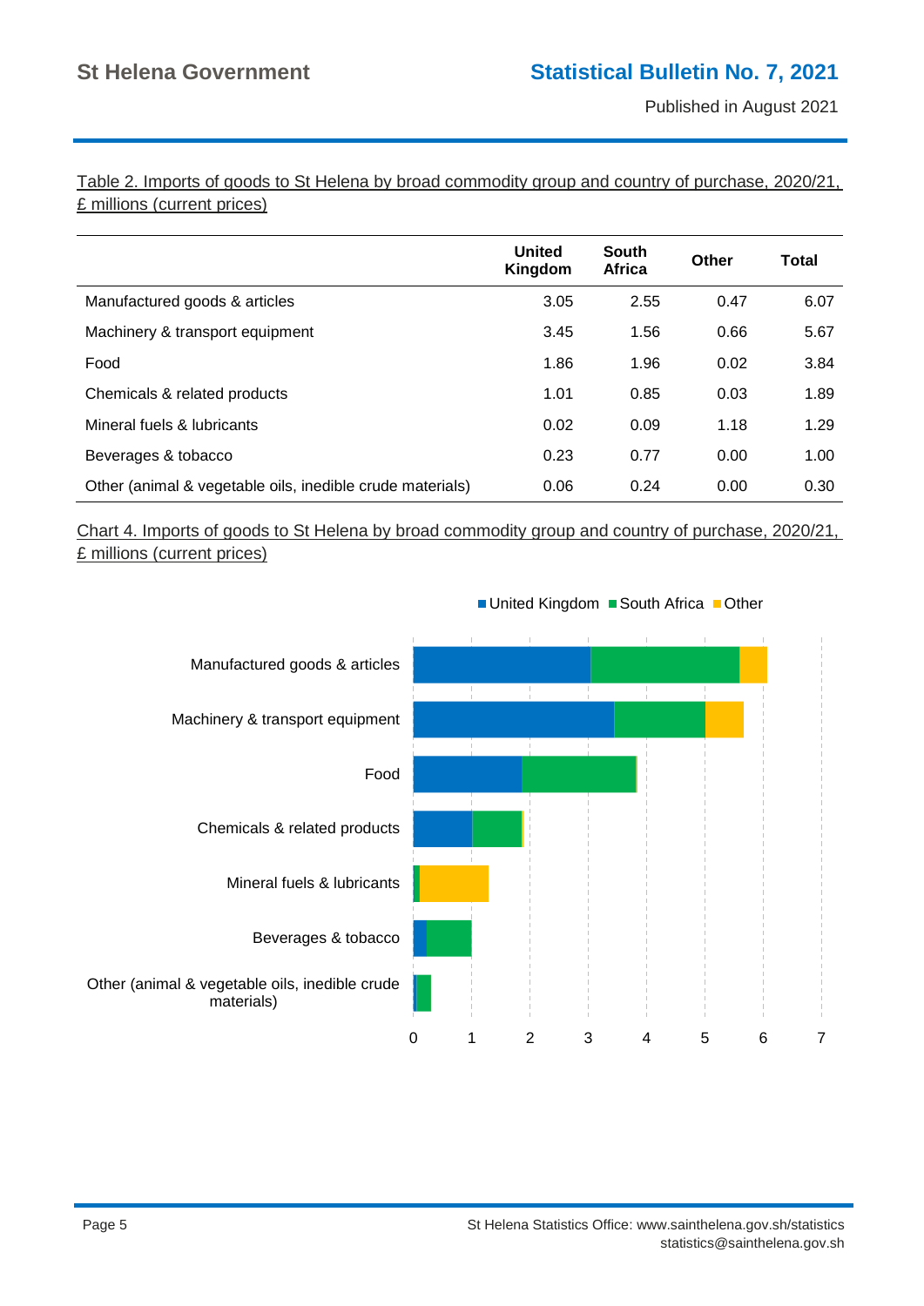Table 2. Imports of goods to St Helena by broad commodity group and country of purchase, 2020/21, £ millions (current prices)

| | United Kingdom | South Africa | Other | Total |
|---|---|---|---|---|
| Manufactured goods & articles | 3.05 | 2.55 | 0.47 | 6.07 |
| Machinery & transport equipment | 3.45 | 1.56 | 0.66 | 5.67 |
| Food | 1.86 | 1.96 | 0.02 | 3.84 |
| Chemicals & related products | 1.01 | 0.85 | 0.03 | 1.89 |
| Mineral fuels & lubricants | 0.02 | 0.09 | 1.18 | 1.29 |
| Beverages & tobacco | 0.23 | 0.77 | 0.00 | 1.00 |
| Other (animal & vegetable oils, inedible crude materials) | 0.06 | 0.24 | 0.00 | 0.30 |

Chart 4. Imports of goods to St Helena by broad commodity group and country of purchase, 2020/21, £ millions (current prices)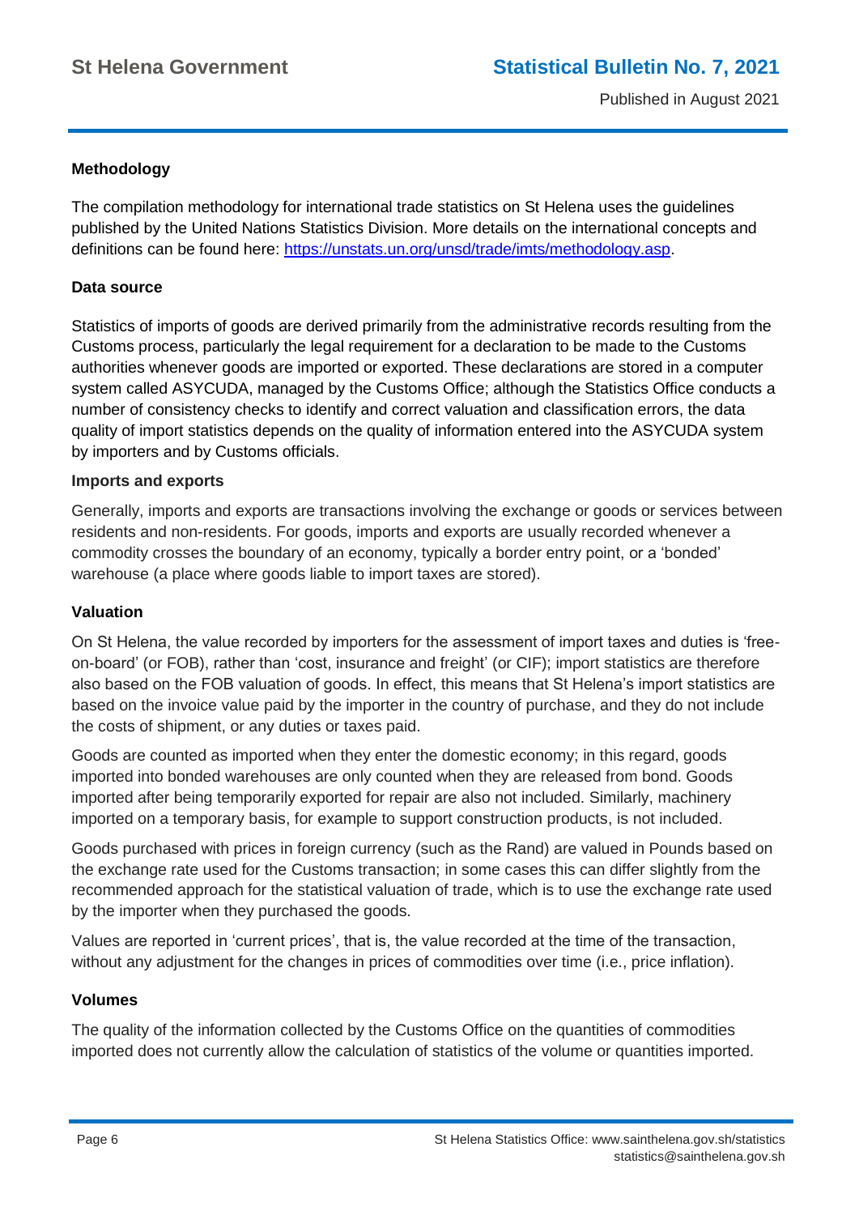## Methodology

The compilation methodology for international trade statistics on St Helena uses the guidelines published by the United Nations Statistics Division. More details on the international concepts and definitions can be found here: [https://unstats.un.org/unsd/trade/imts/methodology.asp](https://unstats.un.org/unsd/trade/imts/methodology.asp).

### Data source

Statistics of imports of goods are derived primarily from the administrative records resulting from the Customs process, particularly the legal requirement for a declaration to be made to the Customs authorities whenever goods are imported or exported. These declarations are stored in a computer system called ASYCUDA, managed by the Customs Office; although the Statistics Office conducts a number of consistency checks to identify and correct valuation and classification errors, the data quality of import statistics depends on the quality of information entered into the ASYCUDA system by importers and by Customs officials.

### Imports and exports

Generally, imports and exports are transactions involving the exchange or goods or services between residents and non-residents. For goods, imports and exports are usually recorded whenever a commodity crosses the boundary of an economy, typically a border entry point, or a 'bonded' warehouse (a place where goods liable to import taxes are stored).

### Valuation

On St Helena, the value recorded by importers for the assessment of import taxes and duties is 'free-on-board' (or FOB), rather than 'cost, insurance and freight' (or CIF); import statistics are therefore also based on the FOB valuation of goods. In effect, this means that St Helena's import statistics are based on the invoice value paid by the importer in the country of purchase, and they do not include the costs of shipment, or any duties or taxes paid.

Goods are counted as imported when they enter the domestic economy; in this regard, goods imported into bonded warehouses are only counted when they are released from bond. Goods imported after being temporarily exported for repair are also not included. Similarly, machinery imported on a temporary basis, for example to support construction products, is not included.

Goods purchased with prices in foreign currency (such as the Rand) are valued in Pounds based on the exchange rate used for the Customs transaction; in some cases this can differ slightly from the recommended approach for the statistical valuation of trade, which is to use the exchange rate used by the importer when they purchased the goods.

Values are reported in 'current prices', that is, the value recorded at the time of the transaction, without any adjustment for the changes in prices of commodities over time (i.e., price inflation).

### Volumes

The quality of the information collected by the Customs Office on the quantities of commodities imported does not currently allow the calculation of statistics of the volume or quantities imported.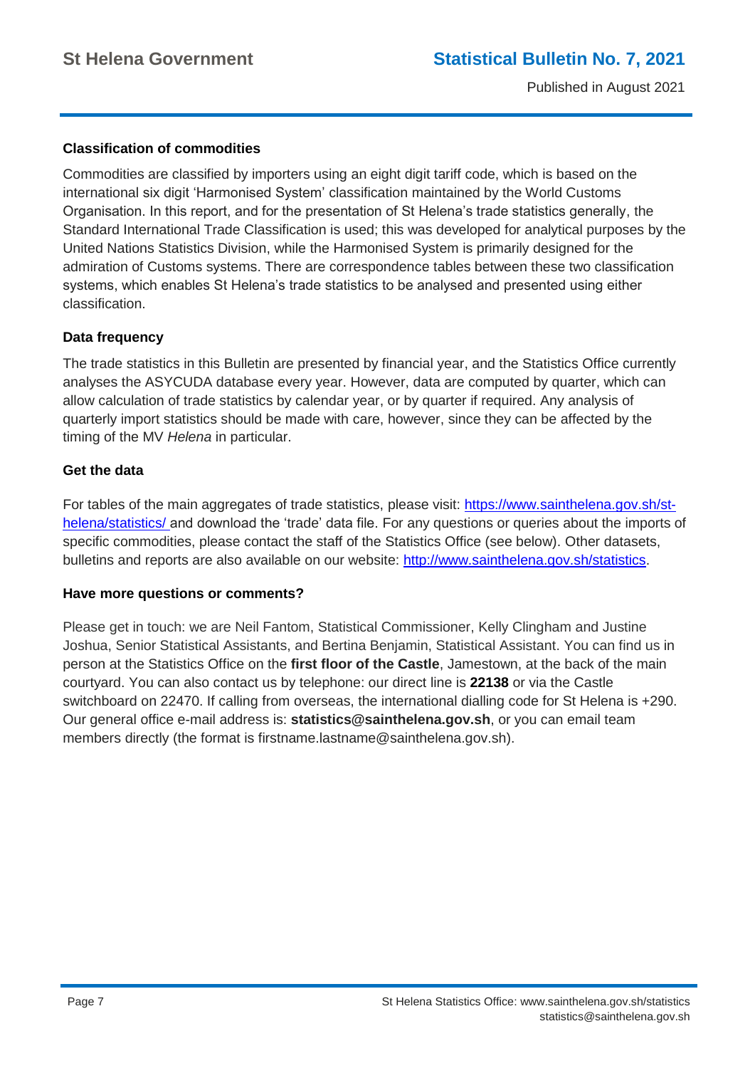**Classification of commodities**

Commodities are classified by importers using an eight digit tariff code, which is based on the international six digit 'Harmonised System' classification maintained by the World Customs Organisation. In this report, and for the presentation of St Helena's trade statistics generally, the Standard International Trade Classification is used; this was developed for analytical purposes by the United Nations Statistics Division, while the Harmonised System is primarily designed for the admiration of Customs systems. There are correspondence tables between these two classification systems, which enables St Helena's trade statistics to be analysed and presented using either classification.

**Data frequency**

The trade statistics in this Bulletin are presented by financial year, and the Statistics Office currently analyses the ASYCUDA database every year. However, data are computed by quarter, which can allow calculation of trade statistics by calendar year, or by quarter if required. Any analysis of quarterly import statistics should be made with care, however, since they can be affected by the timing of the MV *Helena* in particular.

**Get the data**

For tables of the main aggregates of trade statistics, please visit: [https://www.sainthelena.gov.sh/st-helena/statistics/](https://www.sainthelena.gov.sh/st-helena/statistics/) and download the 'trade' data file. For any questions or queries about the imports of specific commodities, please contact the staff of the Statistics Office (see below). Other datasets, bulletins and reports are also available on our website: [http://www.sainthelena.gov.sh/statistics](http://www.sainthelena.gov.sh/statistics).

**Have more questions or comments?**

Please get in touch: we are Neil Fantom, Statistical Commissioner, Kelly Clingham and Justine Joshua, Senior Statistical Assistants, and Bertina Benjamin, Statistical Assistant. You can find us in person at the Statistics Office on the **first floor of the Castle**, Jamestown, at the back of the main courtyard. You can also contact us by telephone: our direct line is **22138** or via the Castle switchboard on 22470. If calling from overseas, the international dialling code for St Helena is +290. Our general office e-mail address is: **statistics@sainthelena.gov.sh**, or you can email team members directly (the format is firstname.lastname@sainthelena.gov.sh).